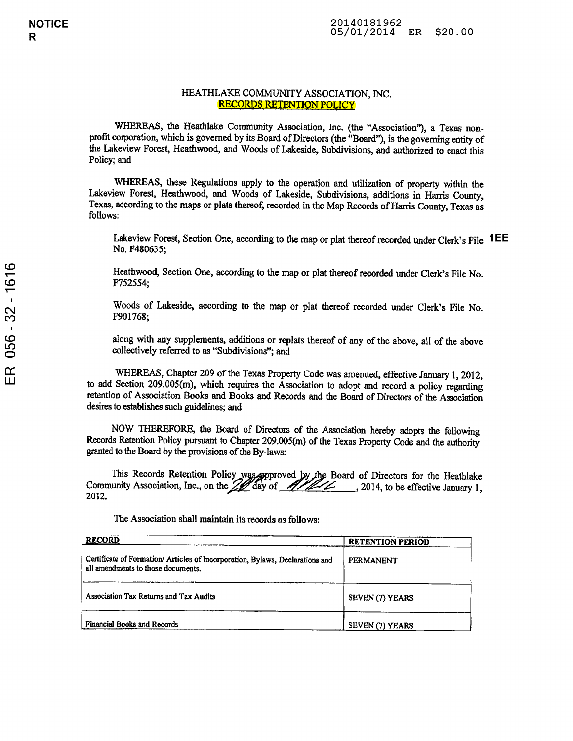NOTICE
R

20140181962
05/01/2014 ER $20.00

ER 056 - 32 - 1616

# HEATHLAKE COMMUNITY ASSOCIATION, INC.
## RECORDS RETENTION POLICY

WHEREAS, the Heathlake Community Association, Inc. (the "Association"), a Texas non-profit corporation, which is governed by its Board of Directors (the "Board"), is the governing entity of the Lakeview Forest, Heathwood, and Woods of Lakeside, Subdivisions, and authorized to enact this Policy; and

WHEREAS, these Regulations apply to the operation and utilization of property within the Lakeview Forest, Heathwood, and Woods of Lakeside, Subdivisions, additions in Harris County, Texas, according to the maps or plats thereof, recorded in the Map Records of Harris County, Texas as follows:

> Lakeview Forest, Section One, according to the map or plat thereof recorded under Clerk's File No. F480635;
>
> Heathwood, Section One, according to the map or plat thereof recorded under Clerk's File No. F752554;
>
> Woods of Lakeside, according to the map or plat thereof recorded under Clerk's File No. F901768;
>
> along with any supplements, additions or replats thereof of any of the above, all of the above collectively referred to as "Subdivisions"; and

1EE

WHEREAS, Chapter 209 of the Texas Property Code was amended, effective January 1, 2012, to add Section 209.005(m), which requires the Association to adopt and record a policy regarding retention of Association Books and Books and Records and the Board of Directors of the Association desires to establishes such guidelines; and

NOW THEREFORE, the Board of Directors of the Association hereby adopts the following Records Retention Policy pursuant to Chapter 209.005(m) of the Texas Property Code and the authority granted to the Board by the provisions of the By-laws:

This Records Retention Policy was approved by the Board of Directors for the Heathlake Community Association, Inc., on the 28 day of April, 2014, to be effective January 1, 2012.

The Association shall maintain its records as follows:

| RECORD | RETENTION PERIOD |
|---|---|
| Certificate of Formation/ Articles of Incorporation, Bylaws, Declarations and all amendments to those documents. | PERMANENT |
| Association Tax Returns and Tax Audits | SEVEN (7) YEARS |
| Financial Books and Records | SEVEN (7) YEARS |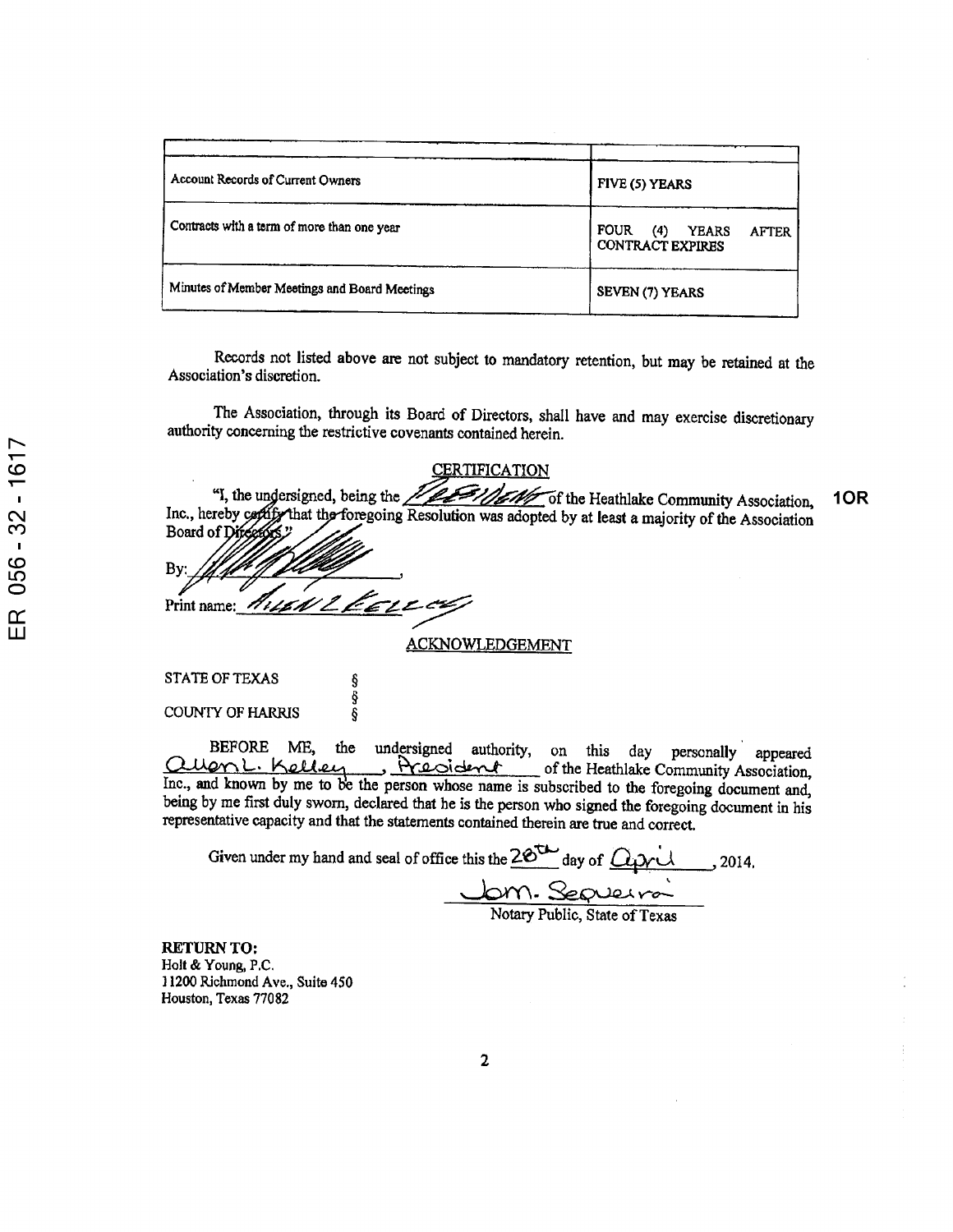| | |
|---|---|
| Account Records of Current Owners | FIVE (5) YEARS |
| Contracts with a term of more than one year | FOUR (4) YEARS AFTER CONTRACT EXPIRES |
| Minutes of Member Meetings and Board Meetings | SEVEN (7) YEARS |

Records not listed above are not subject to mandatory retention, but may be retained at the Association's discretion.

The Association, through its Board of Directors, shall have and may exercise discretionary authority concerning the restrictive covenants contained herein.

## CERTIFICATION

"I, the undersigned, being the President of the Heathlake Community Association, Inc., hereby certify that the foregoing Resolution was adopted by at least a majority of the Association Board of Directors."

By: ______________________,

Print name: Allen L Kelley

## ACKNOWLEDGEMENT

STATE OF TEXAS §
§
COUNTY OF HARRIS §

BEFORE ME, the undersigned authority, on this day personally appeared Allen L. Kelley, President of the Heathlake Community Association, Inc., and known by me to be the person whose name is subscribed to the foregoing document and, being by me first duly sworn, declared that he is the person who signed the foregoing document in his representative capacity and that the statements contained therein are true and correct.

Given under my hand and seal of office this the 28th day of April, 2014.

Jom. Sequeira
Notary Public, State of Texas

**RETURN TO:**
Holt & Young, P.C.
11200 Richmond Ave., Suite 450
Houston, Texas 77082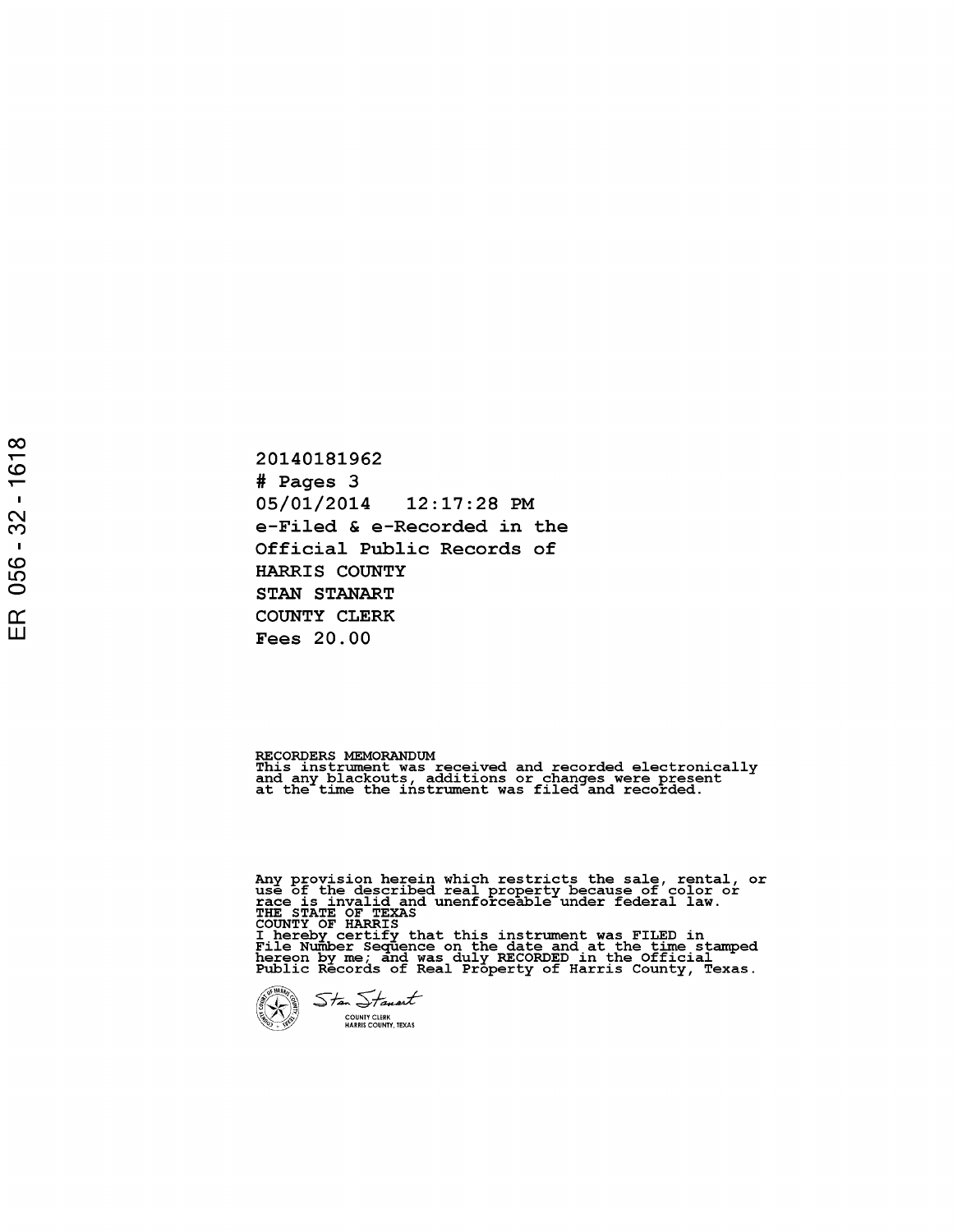ER 056 - 32 - 1618

20140181962
# Pages 3
05/01/2014 12:17:28 PM
e-Filed & e-Recorded in the
Official Public Records of
HARRIS COUNTY
STAN STANART
COUNTY CLERK
Fees 20.00

RECORDERS MEMORANDUM
This instrument was received and recorded electronically and any blackouts, additions or changes were present at the time the instrument was filed and recorded.

Any provision herein which restricts the sale, rental, or use of the described real property because of color or race is invalid and unenforceable under federal law.
THE STATE OF TEXAS
COUNTY OF HARRIS
I hereby certify that this instrument was FILED in File Number Sequence on the date and at the time stamped hereon by me; and was duly RECORDED in the Official Public Records of Real Property of Harris County, Texas.

Stan Stanart
COUNTY CLERK
HARRIS COUNTY, TEXAS